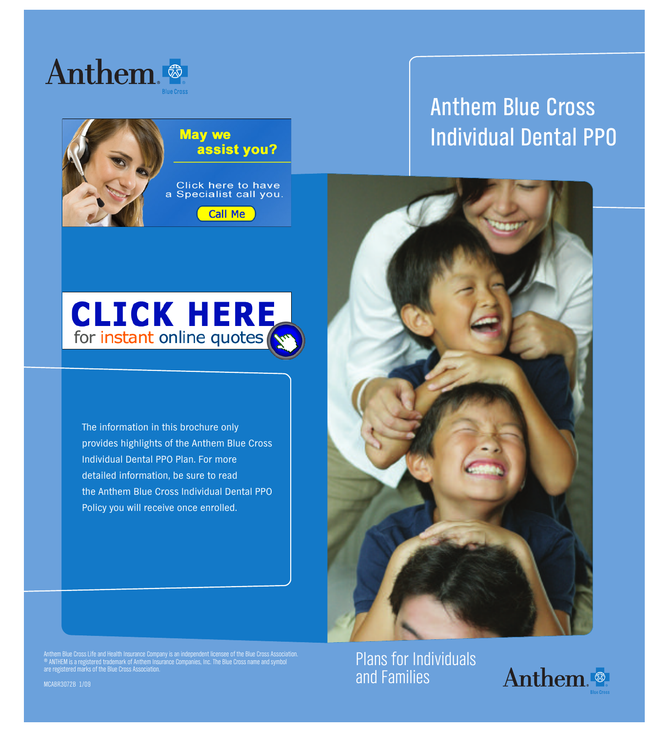Anthem Blue Cross

May we assist you?

Click here to have a Specialist call you.

Call Me

# Anthem Blue Cross Individual Dental PPO

**CLICK HERE** for instant online quotes

The information in this brochure only provides highlights of the Anthem Blue Cross Individual Dental PPO Plan. For more detailed information, be sure to read the Anthem Blue Cross Individual Dental PPO Policy you will receive once enrolled.

## Plans for Individuals and Families

Anthem Blue Cross

Anthem Blue Cross Life and Health Insurance Company is an independent licensee of the Blue Cross Association. ® ANTHEM is a registered trademark of Anthem Insurance Companies, Inc. The Blue Cross name and symbol are registered marks of the Blue Cross Association.

MCABR3072B 1/09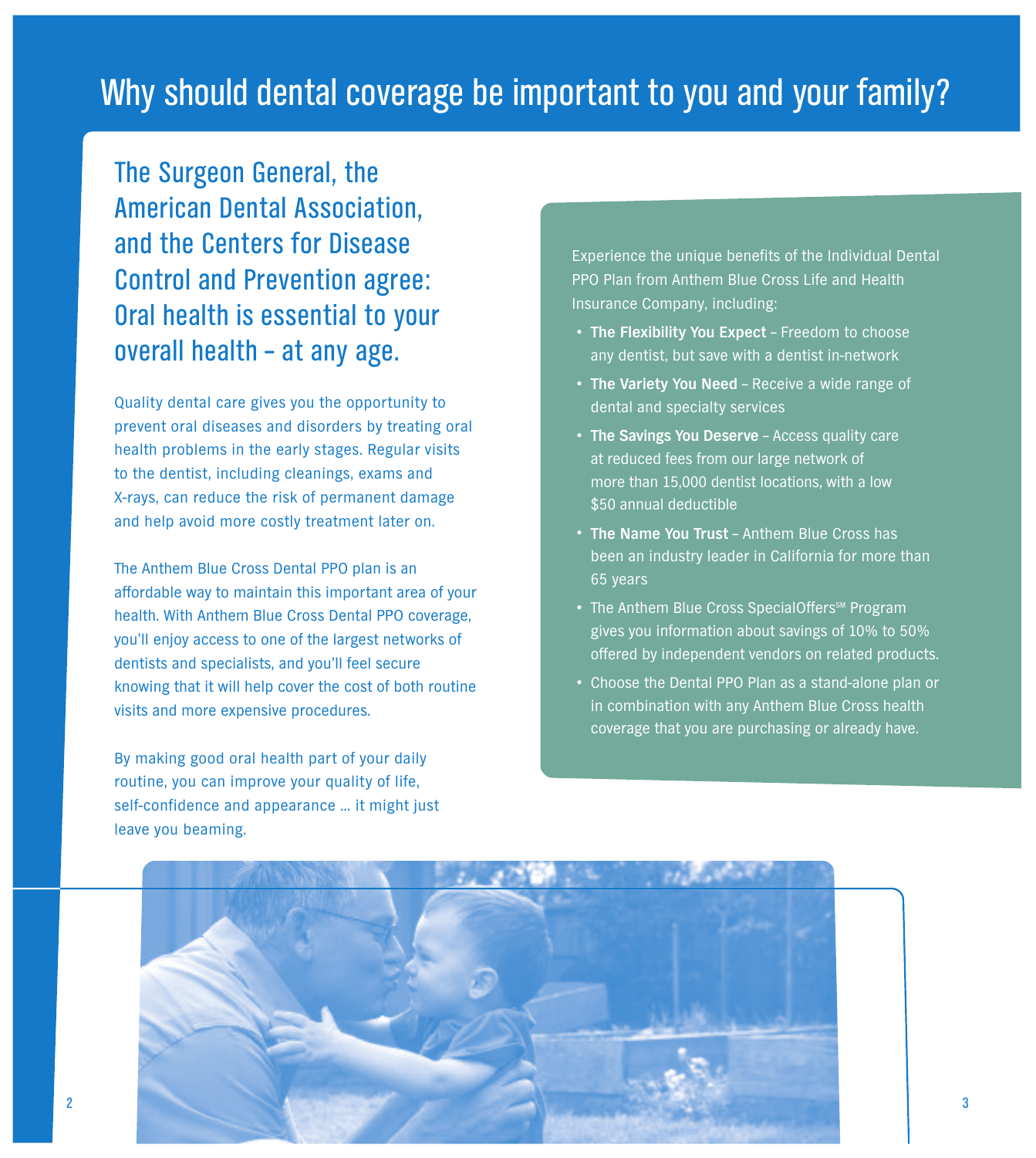# Why should dental coverage be important to you and your family?

## The Surgeon General, the American Dental Association, and the Centers for Disease Control and Prevention agree: Oral health is essential to your overall health – at any age.

Quality dental care gives you the opportunity to prevent oral diseases and disorders by treating oral health problems in the early stages. Regular visits to the dentist, including cleanings, exams and X-rays, can reduce the risk of permanent damage and help avoid more costly treatment later on.

The Anthem Blue Cross Dental PPO plan is an affordable way to maintain this important area of your health. With Anthem Blue Cross Dental PPO coverage, you'll enjoy access to one of the largest networks of dentists and specialists, and you'll feel secure knowing that it will help cover the cost of both routine visits and more expensive procedures.

By making good oral health part of your daily routine, you can improve your quality of life, self-confidence and appearance ... it might just leave you beaming.

Experience the unique benefits of the Individual Dental PPO Plan from Anthem Blue Cross Life and Health Insurance Company, including:

- **The Flexibility You Expect** – Freedom to choose any dentist, but save with a dentist in-network
- **The Variety You Need** – Receive a wide range of dental and specialty services
- **The Savings You Deserve** – Access quality care at reduced fees from our large network of more than 15,000 dentist locations, with a low $50 annual deductible
- **The Name You Trust** – Anthem Blue Cross has been an industry leader in California for more than 65 years
- The Anthem Blue Cross SpecialOffers℠ Program gives you information about savings of 10% to 50% offered by independent vendors on related products.
- Choose the Dental PPO Plan as a stand-alone plan or in combination with any Anthem Blue Cross health coverage that you are purchasing or already have.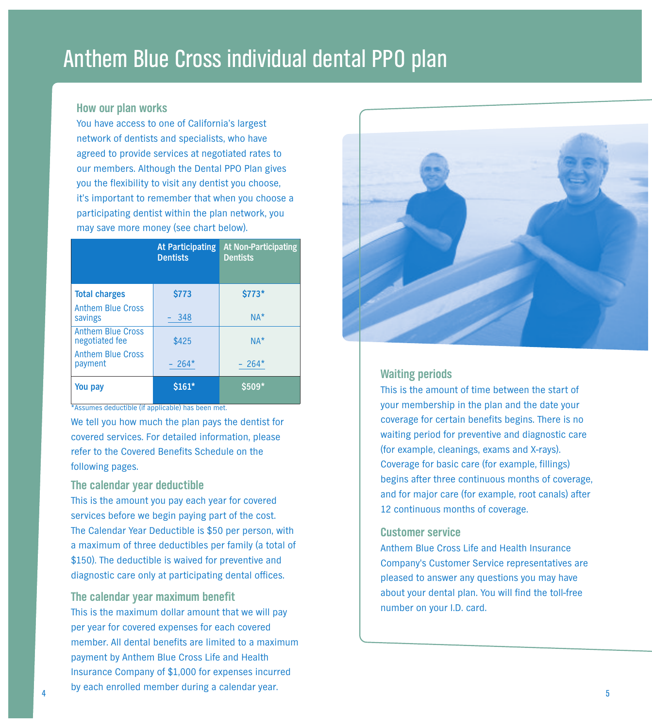# Anthem Blue Cross individual dental PPO plan

## How our plan works

You have access to one of California's largest network of dentists and specialists, who have agreed to provide services at negotiated rates to our members. Although the Dental PPO Plan gives you the flexibility to visit any dentist you choose, it's important to remember that when you choose a participating dentist within the plan network, you may save more money (see chart below).

| | At Participating Dentists | At Non-Participating Dentists |
|---|---|---|
| **Total charges** | $773 | $773* |
| Anthem Blue Cross savings | – 348 | NA* |
| Anthem Blue Cross negotiated fee | $425 | NA* |
| Anthem Blue Cross payment | – 264* | – 264* |
| **You pay** | $161* | $509* |

*Assumes deductible (if applicable) has been met.

We tell you how much the plan pays the dentist for covered services. For detailed information, please refer to the Covered Benefits Schedule on the following pages.

## The calendar year deductible

This is the amount you pay each year for covered services before we begin paying part of the cost. The Calendar Year Deductible is $50 per person, with a maximum of three deductibles per family (a total of $150). The deductible is waived for preventive and diagnostic care only at participating dental offices.

## The calendar year maximum benefit

This is the maximum dollar amount that we will pay per year for covered expenses for each covered member. All dental benefits are limited to a maximum payment by Anthem Blue Cross Life and Health Insurance Company of $1,000 for expenses incurred by each enrolled member during a calendar year.

## Waiting periods

This is the amount of time between the start of your membership in the plan and the date your coverage for certain benefits begins. There is no waiting period for preventive and diagnostic care (for example, cleanings, exams and X-rays). Coverage for basic care (for example, fillings) begins after three continuous months of coverage, and for major care (for example, root canals) after 12 continuous months of coverage.

## Customer service

Anthem Blue Cross Life and Health Insurance Company's Customer Service representatives are pleased to answer any questions you may have about your dental plan. You will find the toll-free number on your I.D. card.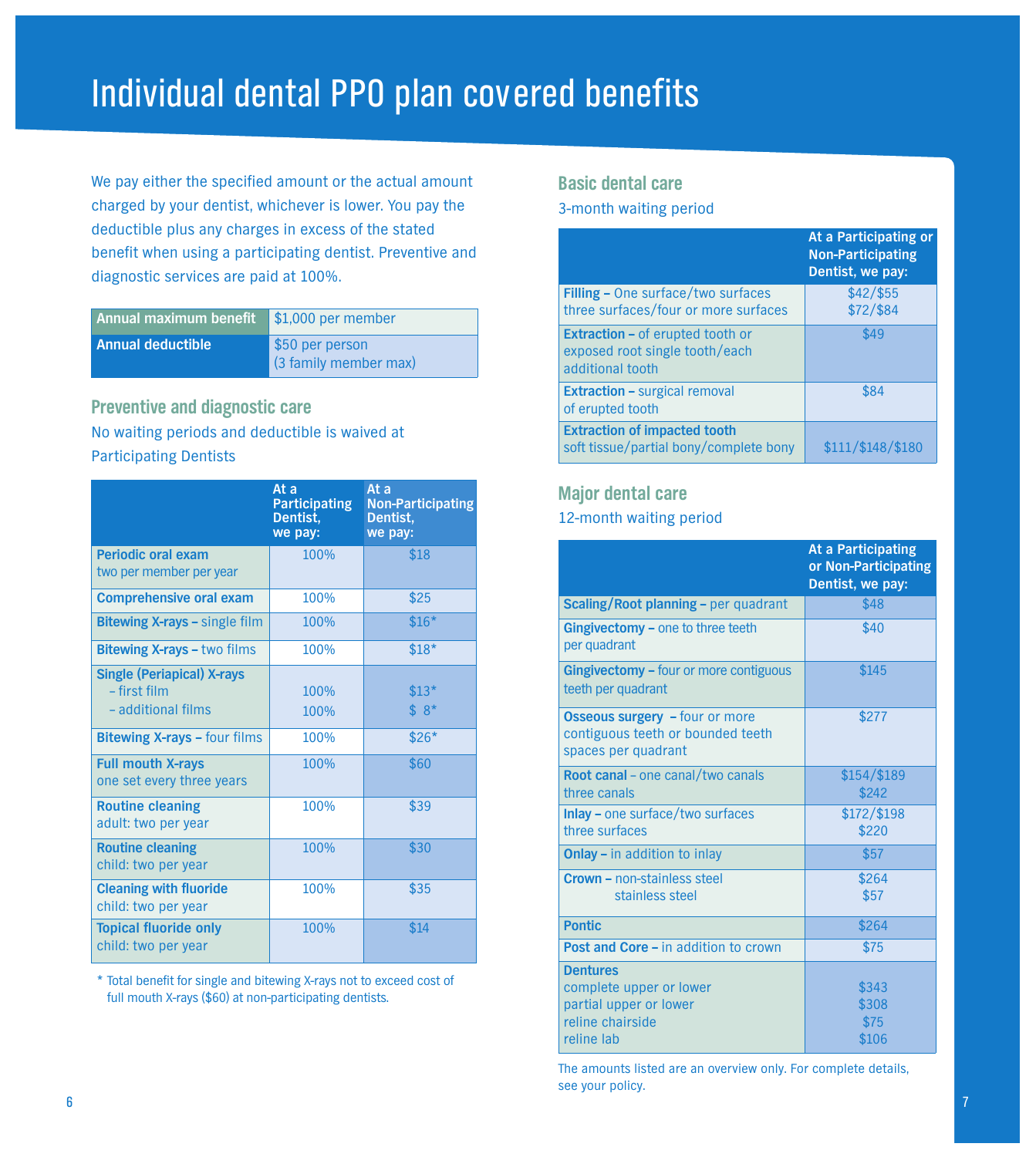# Individual dental PPO plan covered benefits

We pay either the specified amount or the actual amount charged by your dentist, whichever is lower. You pay the deductible plus any charges in excess of the stated benefit when using a participating dentist. Preventive and diagnostic services are paid at 100%.

| Annual maximum benefit | $1,000 per member |
|---|---|
| Annual deductible | $50 per person (3 family member max) |

## Preventive and diagnostic care

No waiting periods and deductible is waived at Participating Dentists

| | At a Participating Dentist, we pay: | At a Non-Participating Dentist, we pay: |
|---|---|---|
| **Periodic oral exam** two per member per year | 100% | $18 |
| **Comprehensive oral exam** | 100% | $25 |
| **Bitewing X-rays –** single film | 100% | $16* |
| **Bitewing X-rays –** two films | 100% | $18* |
| **Single (Periapical) X-rays** – first film | 100% | $13* |
| – additional films | 100% | $ 8* |
| **Bitewing X-rays –** four films | 100% | $26* |
| **Full mouth X-rays** one set every three years | 100% | $60 |
| **Routine cleaning** adult: two per year | 100% | $39 |
| **Routine cleaning** child: two per year | 100% | $30 |
| **Cleaning with fluoride** child: two per year | 100% | $35 |
| **Topical fluoride only** child: two per year | 100% | $14 |

* Total benefit for single and bitewing X-rays not to exceed cost of full mouth X-rays ($60) at non-participating dentists.

## Basic dental care

3-month waiting period

| | At a Participating or Non-Participating Dentist, we pay: |
|---|---|
| **Filling –** One surface/two surfaces | $42/$55 |
| three surfaces/four or more surfaces | $72/$84 |
| **Extraction –** of erupted tooth or exposed root single tooth/each additional tooth | $49 |
| **Extraction –** surgical removal of erupted tooth | $84 |
| **Extraction of impacted tooth** soft tissue/partial bony/complete bony | $111/$148/$180 |

## Major dental care

12-month waiting period

| | At a Participating or Non-Participating Dentist, we pay: |
|---|---|
| **Scaling/Root planning –** per quadrant | $48 |
| **Gingivectomy –** one to three teeth per quadrant | $40 |
| **Gingivectomy –** four or more contiguous teeth per quadrant | $145 |
| **Osseous surgery –** four or more contiguous teeth or bounded teeth spaces per quadrant | $277 |
| **Root canal** – one canal/two canals | $154/$189 |
| three canals | $242 |
| **Inlay –** one surface/two surfaces | $172/$198 |
| three surfaces | $220 |
| **Onlay –** in addition to inlay | $57 |
| **Crown –** non-stainless steel | $264 |
| stainless steel | $57 |
| **Pontic** | $264 |
| **Post and Core –** in addition to crown | $75 |
| **Dentures** | |
| complete upper or lower | $343 |
| partial upper or lower | $308 |
| reline chairside | $75 |
| reline lab | $106 |

The amounts listed are an overview only. For complete details, see your policy.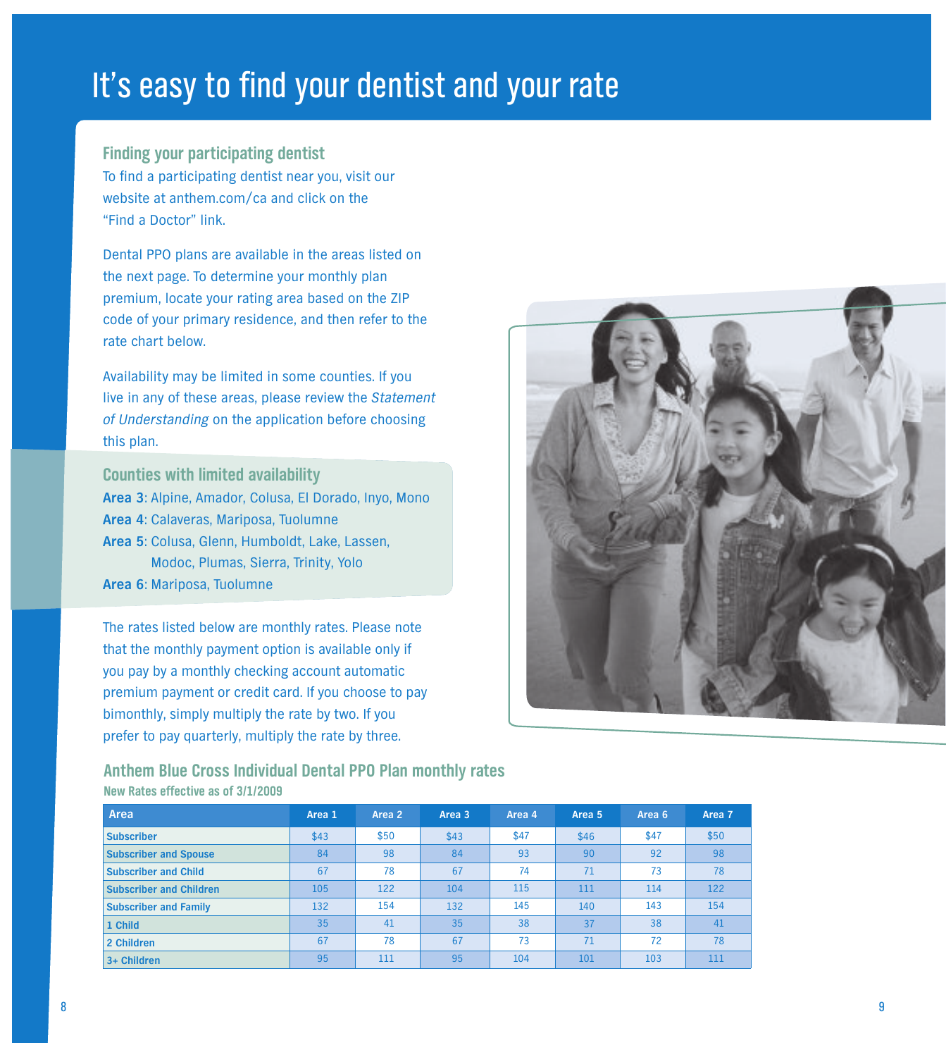# It's easy to find your dentist and your rate

### Finding your participating dentist

To find a participating dentist near you, visit our website at anthem.com/ca and click on the "Find a Doctor" link.

Dental PPO plans are available in the areas listed on the next page. To determine your monthly plan premium, locate your rating area based on the ZIP code of your primary residence, and then refer to the rate chart below.

Availability may be limited in some counties. If you live in any of these areas, please review the *Statement of Understanding* on the application before choosing this plan.

### Counties with limited availability

**Area 3**: Alpine, Amador, Colusa, El Dorado, Inyo, Mono
**Area 4**: Calaveras, Mariposa, Tuolumne
**Area 5**: Colusa, Glenn, Humboldt, Lake, Lassen, Modoc, Plumas, Sierra, Trinity, Yolo
**Area 6**: Mariposa, Tuolumne

The rates listed below are monthly rates. Please note that the monthly payment option is available only if you pay by a monthly checking account automatic premium payment or credit card. If you choose to pay bimonthly, simply multiply the rate by two. If you prefer to pay quarterly, multiply the rate by three.

### Anthem Blue Cross Individual Dental PPO Plan monthly rates

**New Rates effective as of 3/1/2009**

| Area | Area 1 | Area 2 | Area 3 | Area 4 | Area 5 | Area 6 | Area 7 |
|---|---|---|---|---|---|---|---|
| Subscriber | $43 | $50 | $43 | $47 | $46 | $47 | $50 |
| Subscriber and Spouse | 84 | 98 | 84 | 93 | 90 | 92 | 98 |
| Subscriber and Child | 67 | 78 | 67 | 74 | 71 | 73 | 78 |
| Subscriber and Children | 105 | 122 | 104 | 115 | 111 | 114 | 122 |
| Subscriber and Family | 132 | 154 | 132 | 145 | 140 | 143 | 154 |
| 1 Child | 35 | 41 | 35 | 38 | 37 | 38 | 41 |
| 2 Children | 67 | 78 | 67 | 73 | 71 | 72 | 78 |
| 3+ Children | 95 | 111 | 95 | 104 | 101 | 103 | 111 |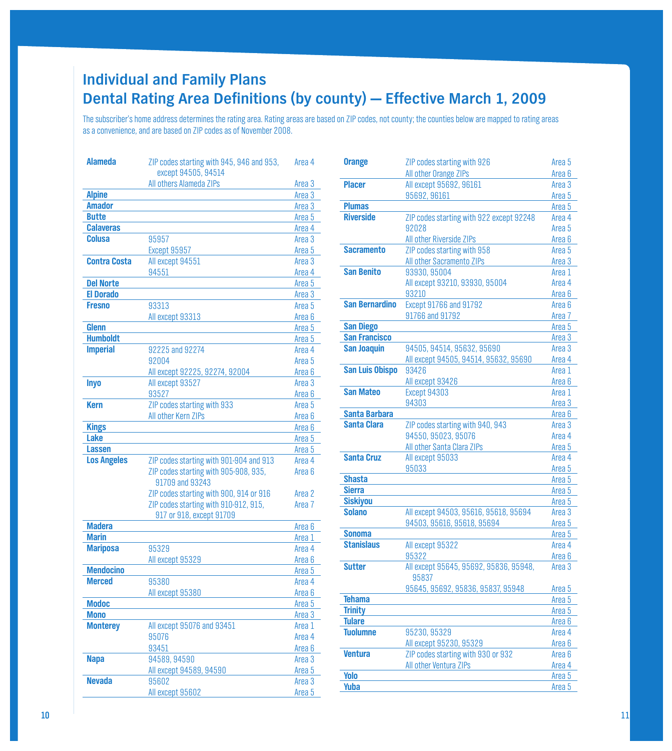# Individual and Family Plans
## Dental Rating Area Definitions (by county) — Effective March 1, 2009

The subscriber's home address determines the rating area. Rating areas are based on ZIP codes, not county; the counties below are mapped to rating areas as a convenience, and are based on ZIP codes as of November 2008.

| County | ZIP codes | Area |
|---|---|---|
| **Alameda** | ZIP codes starting with 945, 946 and 953, except 94505, 94514 | Area 4 |
| | All others Alameda ZIPs | Area 3 |
| **Alpine** | | Area 3 |
| **Amador** | | Area 3 |
| **Butte** | | Area 5 |
| **Calaveras** | | Area 4 |
| **Colusa** | 95957 | Area 3 |
| | Except 95957 | Area 5 |
| **Contra Costa** | All except 94551 | Area 3 |
| | 94551 | Area 4 |
| **Del Norte** | | Area 5 |
| **El Dorado** | | Area 3 |
| **Fresno** | 93313 | Area 5 |
| | All except 93313 | Area 6 |
| **Glenn** | | Area 5 |
| **Humboldt** | | Area 5 |
| **Imperial** | 92225 and 92274 | Area 4 |
| | 92004 | Area 5 |
| | All except 92225, 92274, 92004 | Area 6 |
| **Inyo** | All except 93527 | Area 3 |
| | 93527 | Area 6 |
| **Kern** | ZIP codes starting with 933 | Area 5 |
| | All other Kern ZIPs | Area 6 |
| **Kings** | | Area 6 |
| **Lake** | | Area 5 |
| **Lassen** | | Area 5 |
| **Los Angeles** | ZIP codes starting with 901-904 and 913 | Area 4 |
| | ZIP codes starting with 905-908, 935, 91709 and 93243 | Area 6 |
| | ZIP codes starting with 900, 914 or 916 | Area 2 |
| | ZIP codes starting with 910-912, 915, 917 or 918, except 91709 | Area 7 |
| **Madera** | | Area 6 |
| **Marin** | | Area 1 |
| **Mariposa** | 95329 | Area 4 |
| | All except 95329 | Area 6 |
| **Mendocino** | | Area 5 |
| **Merced** | 95380 | Area 4 |
| | All except 95380 | Area 6 |
| **Modoc** | | Area 5 |
| **Mono** | | Area 3 |
| **Monterey** | All except 95076 and 93451 | Area 1 |
| | 95076 | Area 4 |
| | 93451 | Area 6 |
| **Napa** | 94589, 94590 | Area 3 |
| | All except 94589, 94590 | Area 5 |
| **Nevada** | 95602 | Area 3 |
| | All except 95602 | Area 5 |
| **Orange** | ZIP codes starting with 926 | Area 5 |
| | All other Orange ZIPs | Area 6 |
| **Placer** | All except 95692, 96161 | Area 3 |
| | 95692, 96161 | Area 5 |
| **Plumas** | | Area 5 |
| **Riverside** | ZIP codes starting with 922 except 92248 | Area 4 |
| | 92028 | Area 5 |
| | All other Riverside ZIPs | Area 6 |
| **Sacramento** | ZIP codes starting with 958 | Area 5 |
| | All other Sacramento ZIPs | Area 3 |
| **San Benito** | 93930, 95004 | Area 1 |
| | All except 93210, 93930, 95004 | Area 4 |
| | 93210 | Area 6 |
| **San Bernardino** | Except 91766 and 91792 | Area 6 |
| | 91766 and 91792 | Area 7 |
| **San Diego** | | Area 5 |
| **San Francisco** | | Area 3 |
| **San Joaquin** | 94505, 94514, 95632, 95690 | Area 3 |
| | All except 94505, 94514, 95632, 95690 | Area 4 |
| **San Luis Obispo** | 93426 | Area 1 |
| | All except 93426 | Area 6 |
| **San Mateo** | Except 94303 | Area 1 |
| | 94303 | Area 3 |
| **Santa Barbara** | | Area 6 |
| **Santa Clara** | ZIP codes starting with 940, 943 | Area 3 |
| | 94550, 95023, 95076 | Area 4 |
| | All other Santa Clara ZIPs | Area 5 |
| **Santa Cruz** | All except 95033 | Area 4 |
| | 95033 | Area 5 |
| **Shasta** | | Area 5 |
| **Sierra** | | Area 5 |
| **Siskiyou** | | Area 5 |
| **Solano** | All except 94503, 95616, 95618, 95694 | Area 3 |
| | 94503, 95616, 95618, 95694 | Area 5 |
| **Sonoma** | | Area 5 |
| **Stanislaus** | All except 95322 | Area 4 |
| | 95322 | Area 6 |
| **Sutter** | All except 95645, 95692, 95836, 95948, 95837 | Area 3 |
| | 95645, 95692, 95836, 95837, 95948 | Area 5 |
| **Tehama** | | Area 5 |
| **Trinity** | | Area 5 |
| **Tulare** | | Area 6 |
| **Tuolumne** | 95230, 95329 | Area 4 |
| | All except 95230, 95329 | Area 6 |
| **Ventura** | ZIP codes starting with 930 or 932 | Area 6 |
| | All other Ventura ZIPs | Area 4 |
| **Yolo** | | Area 5 |
| **Yuba** | | Area 5 |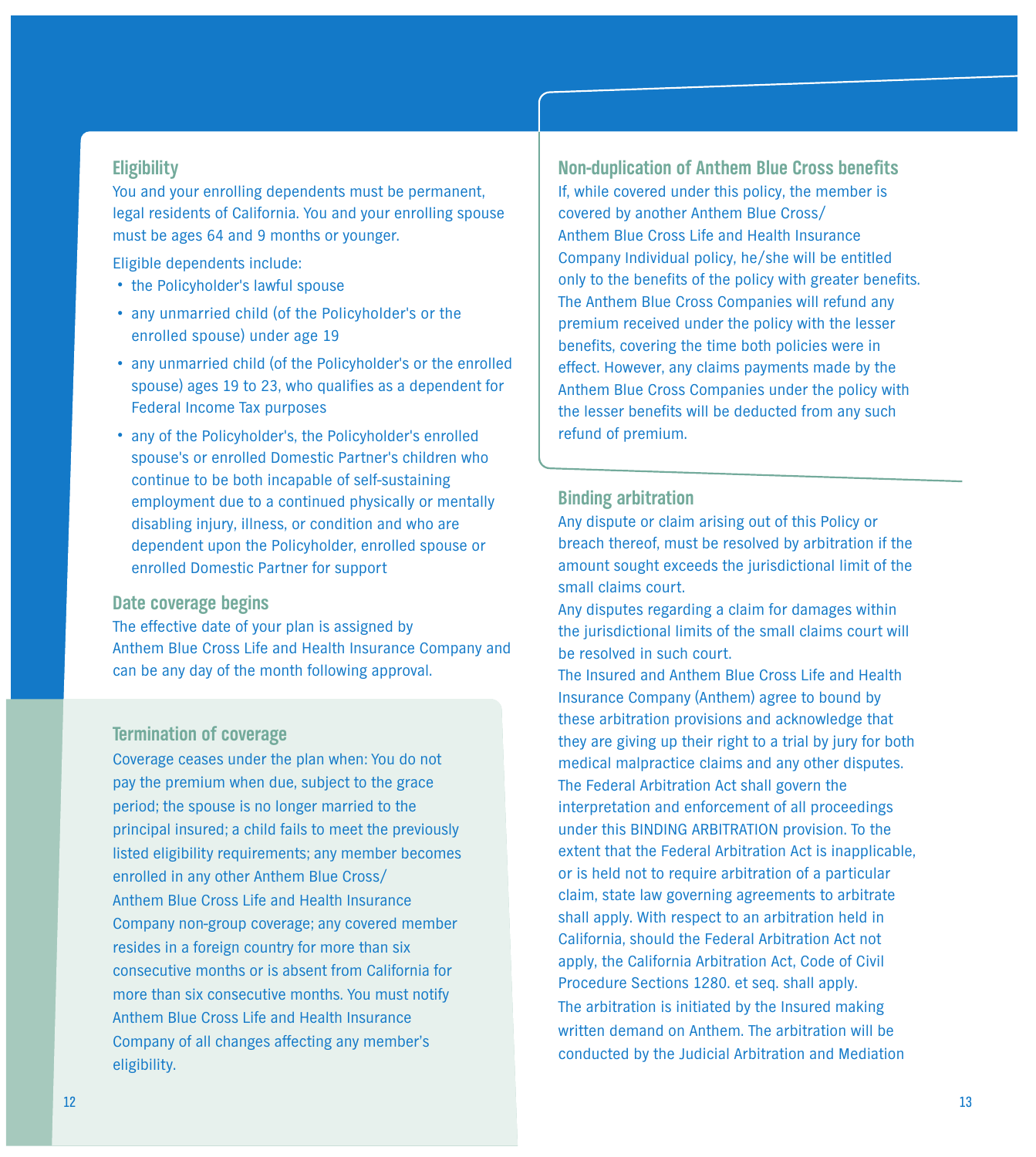## Eligibility

You and your enrolling dependents must be permanent, legal residents of California. You and your enrolling spouse must be ages 64 and 9 months or younger.

Eligible dependents include:

- the Policyholder's lawful spouse
- any unmarried child (of the Policyholder's or the enrolled spouse) under age 19
- any unmarried child (of the Policyholder's or the enrolled spouse) ages 19 to 23, who qualifies as a dependent for Federal Income Tax purposes
- any of the Policyholder's, the Policyholder's enrolled spouse's or enrolled Domestic Partner's children who continue to be both incapable of self-sustaining employment due to a continued physically or mentally disabling injury, illness, or condition and who are dependent upon the Policyholder, enrolled spouse or enrolled Domestic Partner for support

## Date coverage begins

The effective date of your plan is assigned by Anthem Blue Cross Life and Health Insurance Company and can be any day of the month following approval.

## Termination of coverage

Coverage ceases under the plan when: You do not pay the premium when due, subject to the grace period; the spouse is no longer married to the principal insured; a child fails to meet the previously listed eligibility requirements; any member becomes enrolled in any other Anthem Blue Cross/ Anthem Blue Cross Life and Health Insurance Company non-group coverage; any covered member resides in a foreign country for more than six consecutive months or is absent from California for more than six consecutive months. You must notify Anthem Blue Cross Life and Health Insurance Company of all changes affecting any member's eligibility.

## Non-duplication of Anthem Blue Cross benefits

If, while covered under this policy, the member is covered by another Anthem Blue Cross/ Anthem Blue Cross Life and Health Insurance Company Individual policy, he/she will be entitled only to the benefits of the policy with greater benefits. The Anthem Blue Cross Companies will refund any premium received under the policy with the lesser benefits, covering the time both policies were in effect. However, any claims payments made by the Anthem Blue Cross Companies under the policy with the lesser benefits will be deducted from any such refund of premium.

## Binding arbitration

Any dispute or claim arising out of this Policy or breach thereof, must be resolved by arbitration if the amount sought exceeds the jurisdictional limit of the small claims court.

Any disputes regarding a claim for damages within the jurisdictional limits of the small claims court will be resolved in such court.

The Insured and Anthem Blue Cross Life and Health Insurance Company (Anthem) agree to bound by these arbitration provisions and acknowledge that they are giving up their right to a trial by jury for both medical malpractice claims and any other disputes.

The Federal Arbitration Act shall govern the interpretation and enforcement of all proceedings under this BINDING ARBITRATION provision. To the extent that the Federal Arbitration Act is inapplicable, or is held not to require arbitration of a particular claim, state law governing agreements to arbitrate shall apply. With respect to an arbitration held in California, should the Federal Arbitration Act not apply, the California Arbitration Act, Code of Civil Procedure Sections 1280. et seq. shall apply.

The arbitration is initiated by the Insured making written demand on Anthem. The arbitration will be conducted by the Judicial Arbitration and Mediation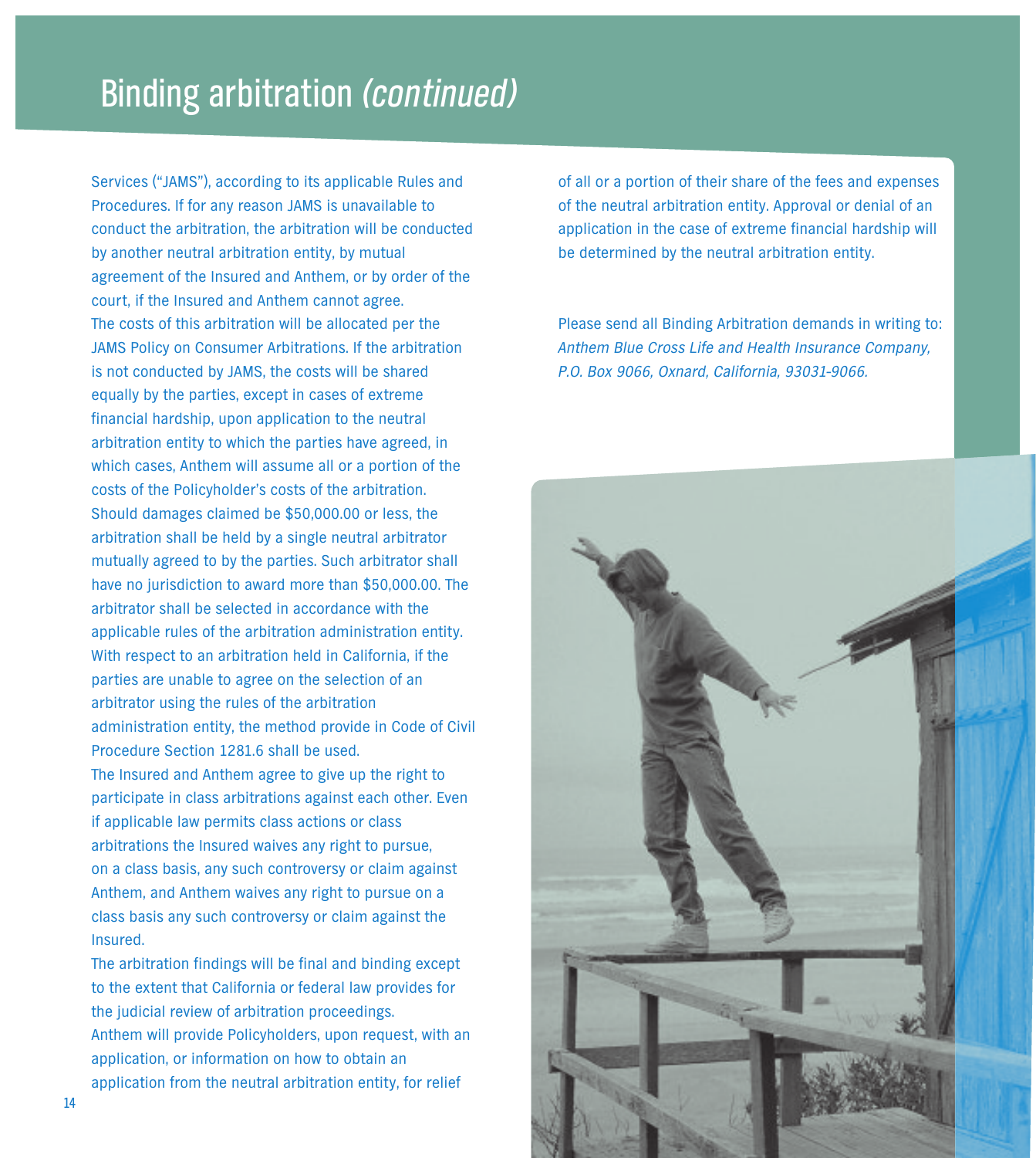# Binding arbitration *(continued)*

Services ("JAMS"), according to its applicable Rules and Procedures. If for any reason JAMS is unavailable to conduct the arbitration, the arbitration will be conducted by another neutral arbitration entity, by mutual agreement of the Insured and Anthem, or by order of the court, if the Insured and Anthem cannot agree.

The costs of this arbitration will be allocated per the JAMS Policy on Consumer Arbitrations. If the arbitration is not conducted by JAMS, the costs will be shared equally by the parties, except in cases of extreme financial hardship, upon application to the neutral arbitration entity to which the parties have agreed, in which cases, Anthem will assume all or a portion of the costs of the Policyholder's costs of the arbitration.

Should damages claimed be $50,000.00 or less, the arbitration shall be held by a single neutral arbitrator mutually agreed to by the parties. Such arbitrator shall have no jurisdiction to award more than $50,000.00. The arbitrator shall be selected in accordance with the applicable rules of the arbitration administration entity. With respect to an arbitration held in California, if the parties are unable to agree on the selection of an arbitrator using the rules of the arbitration administration entity, the method provide in Code of Civil Procedure Section 1281.6 shall be used.

The Insured and Anthem agree to give up the right to participate in class arbitrations against each other. Even if applicable law permits class actions or class arbitrations the Insured waives any right to pursue, on a class basis, any such controversy or claim against Anthem, and Anthem waives any right to pursue on a class basis any such controversy or claim against the Insured.

The arbitration findings will be final and binding except to the extent that California or federal law provides for the judicial review of arbitration proceedings.

Anthem will provide Policyholders, upon request, with an application, or information on how to obtain an application from the neutral arbitration entity, for relief of all or a portion of their share of the fees and expenses of the neutral arbitration entity. Approval or denial of an application in the case of extreme financial hardship will be determined by the neutral arbitration entity.

Please send all Binding Arbitration demands in writing to: *Anthem Blue Cross Life and Health Insurance Company, P.O. Box 9066, Oxnard, California, 93031-9066.*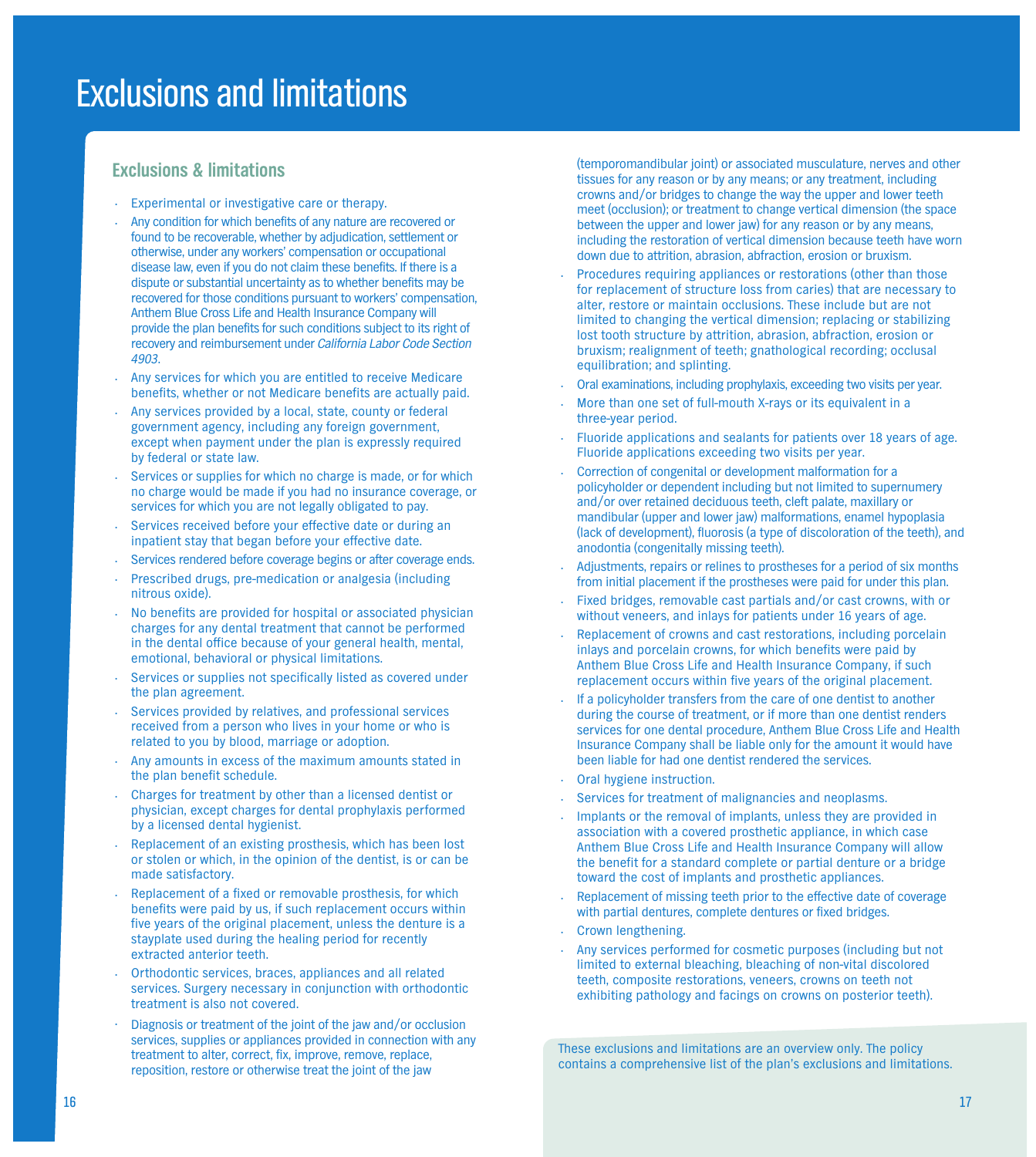# Exclusions and limitations

## Exclusions & limitations

- Experimental or investigative care or therapy.
- Any condition for which benefits of any nature are recovered or found to be recoverable, whether by adjudication, settlement or otherwise, under any workers' compensation or occupational disease law, even if you do not claim these benefits. If there is a dispute or substantial uncertainty as to whether benefits may be recovered for those conditions pursuant to workers' compensation, Anthem Blue Cross Life and Health Insurance Company will provide the plan benefits for such conditions subject to its right of recovery and reimbursement under *California Labor Code Section 4903*.
- Any services for which you are entitled to receive Medicare benefits, whether or not Medicare benefits are actually paid.
- Any services provided by a local, state, county or federal government agency, including any foreign government, except when payment under the plan is expressly required by federal or state law.
- Services or supplies for which no charge is made, or for which no charge would be made if you had no insurance coverage, or services for which you are not legally obligated to pay.
- Services received before your effective date or during an inpatient stay that began before your effective date.
- Services rendered before coverage begins or after coverage ends.
- Prescribed drugs, pre-medication or analgesia (including nitrous oxide).
- No benefits are provided for hospital or associated physician charges for any dental treatment that cannot be performed in the dental office because of your general health, mental, emotional, behavioral or physical limitations.
- Services or supplies not specifically listed as covered under the plan agreement.
- Services provided by relatives, and professional services received from a person who lives in your home or who is related to you by blood, marriage or adoption.
- Any amounts in excess of the maximum amounts stated in the plan benefit schedule.
- Charges for treatment by other than a licensed dentist or physician, except charges for dental prophylaxis performed by a licensed dental hygienist.
- Replacement of an existing prosthesis, which has been lost or stolen or which, in the opinion of the dentist, is or can be made satisfactory.
- Replacement of a fixed or removable prosthesis, for which benefits were paid by us, if such replacement occurs within five years of the original placement, unless the denture is a stayplate used during the healing period for recently extracted anterior teeth.
- Orthodontic services, braces, appliances and all related services. Surgery necessary in conjunction with orthodontic treatment is also not covered.
- Diagnosis or treatment of the joint of the jaw and/or occlusion services, supplies or appliances provided in connection with any treatment to alter, correct, fix, improve, remove, replace, reposition, restore or otherwise treat the joint of the jaw (temporomandibular joint) or associated musculature, nerves and other tissues for any reason or by any means; or any treatment, including crowns and/or bridges to change the way the upper and lower teeth meet (occlusion); or treatment to change vertical dimension (the space between the upper and lower jaw) for any reason or by any means, including the restoration of vertical dimension because teeth have worn down due to attrition, abrasion, abfraction, erosion or bruxism.
- Procedures requiring appliances or restorations (other than those for replacement of structure loss from caries) that are necessary to alter, restore or maintain occlusions. These include but are not limited to changing the vertical dimension; replacing or stabilizing lost tooth structure by attrition, abrasion, abfraction, erosion or bruxism; realignment of teeth; gnathological recording; occlusal equilibration; and splinting.
- Oral examinations, including prophylaxis, exceeding two visits per year.
- More than one set of full-mouth X-rays or its equivalent in a three-year period.
- Fluoride applications and sealants for patients over 18 years of age. Fluoride applications exceeding two visits per year.
- Correction of congenital or development malformation for a policyholder or dependent including but not limited to supernumery and/or over retained deciduous teeth, cleft palate, maxillary or mandibular (upper and lower jaw) malformations, enamel hypoplasia (lack of development), fluorosis (a type of discoloration of the teeth), and anodontia (congenitally missing teeth).
- Adjustments, repairs or relines to prostheses for a period of six months from initial placement if the prostheses were paid for under this plan.
- Fixed bridges, removable cast partials and/or cast crowns, with or without veneers, and inlays for patients under 16 years of age.
- Replacement of crowns and cast restorations, including porcelain inlays and porcelain crowns, for which benefits were paid by Anthem Blue Cross Life and Health Insurance Company, if such replacement occurs within five years of the original placement.
- If a policyholder transfers from the care of one dentist to another during the course of treatment, or if more than one dentist renders services for one dental procedure, Anthem Blue Cross Life and Health Insurance Company shall be liable only for the amount it would have been liable for had one dentist rendered the services.
- Oral hygiene instruction.
- Services for treatment of malignancies and neoplasms.
- Implants or the removal of implants, unless they are provided in association with a covered prosthetic appliance, in which case Anthem Blue Cross Life and Health Insurance Company will allow the benefit for a standard complete or partial denture or a bridge toward the cost of implants and prosthetic appliances.
- Replacement of missing teeth prior to the effective date of coverage with partial dentures, complete dentures or fixed bridges.
- Crown lengthening.
- Any services performed for cosmetic purposes (including but not limited to external bleaching, bleaching of non-vital discolored teeth, composite restorations, veneers, crowns on teeth not exhibiting pathology and facings on crowns on posterior teeth).

These exclusions and limitations are an overview only. The policy contains a comprehensive list of the plan's exclusions and limitations.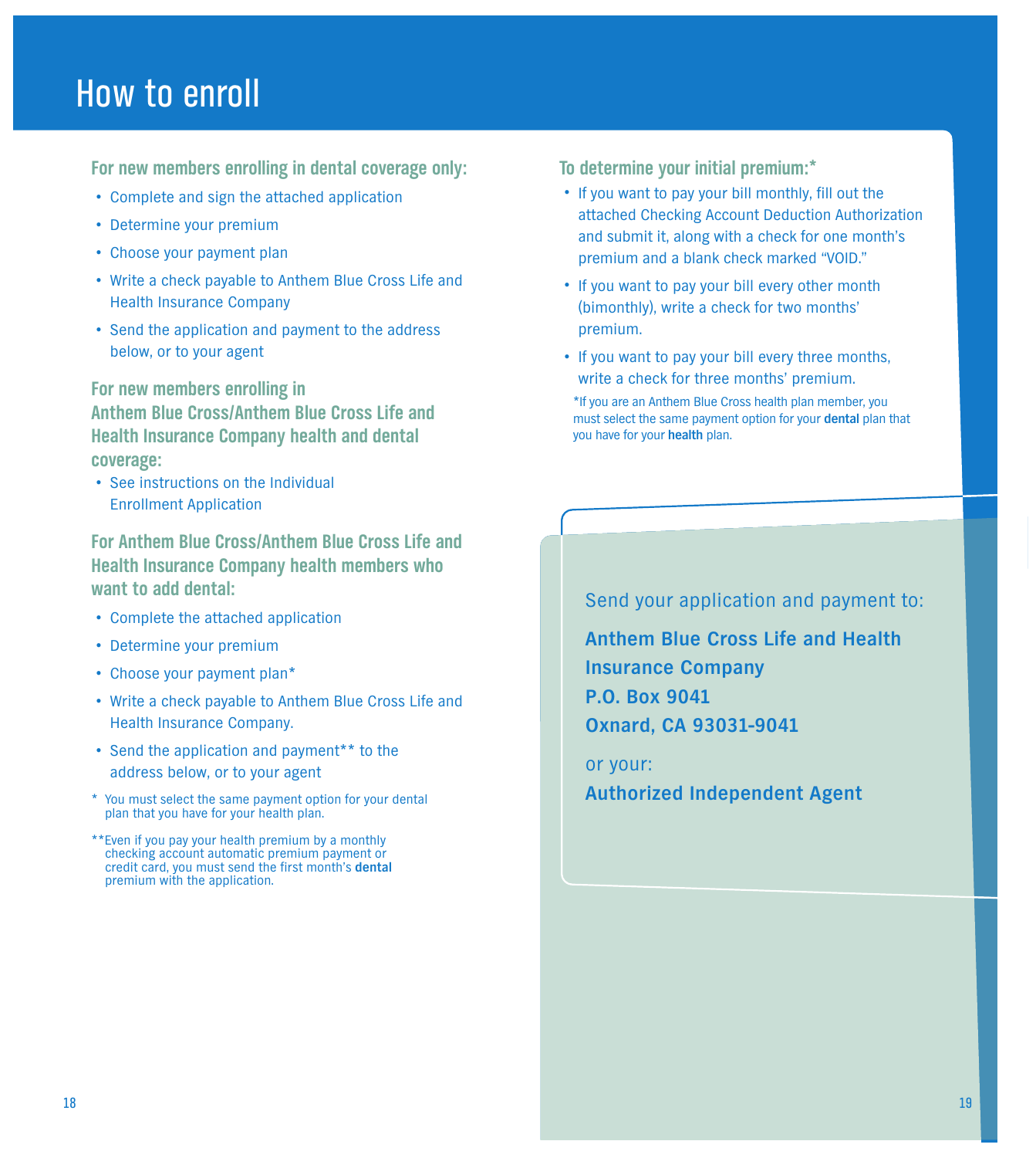# How to enroll

### For new members enrolling in dental coverage only:

- Complete and sign the attached application
- Determine your premium
- Choose your payment plan
- Write a check payable to Anthem Blue Cross Life and Health Insurance Company
- Send the application and payment to the address below, or to your agent

### For new members enrolling in Anthem Blue Cross/Anthem Blue Cross Life and Health Insurance Company health and dental coverage:

- See instructions on the Individual Enrollment Application

### For Anthem Blue Cross/Anthem Blue Cross Life and Health Insurance Company health members who want to add dental:

- Complete the attached application
- Determine your premium
- Choose your payment plan*
- Write a check payable to Anthem Blue Cross Life and Health Insurance Company.
- Send the application and payment** to the address below, or to your agent

\* You must select the same payment option for your dental plan that you have for your health plan.

**Even if you pay your health premium by a monthly checking account automatic premium payment or credit card, you must send the first month's **dental** premium with the application.

### To determine your initial premium:*

- If you want to pay your bill monthly, fill out the attached Checking Account Deduction Authorization and submit it, along with a check for one month's premium and a blank check marked "VOID."
- If you want to pay your bill every other month (bimonthly), write a check for two months' premium.
- If you want to pay your bill every three months, write a check for three months' premium.

*If you are an Anthem Blue Cross health plan member, you must select the same payment option for your **dental** plan that you have for your **health** plan.

Send your application and payment to:

**Anthem Blue Cross Life and Health Insurance Company**
**P.O. Box 9041**
**Oxnard, CA 93031-9041**

or your:

**Authorized Independent Agent**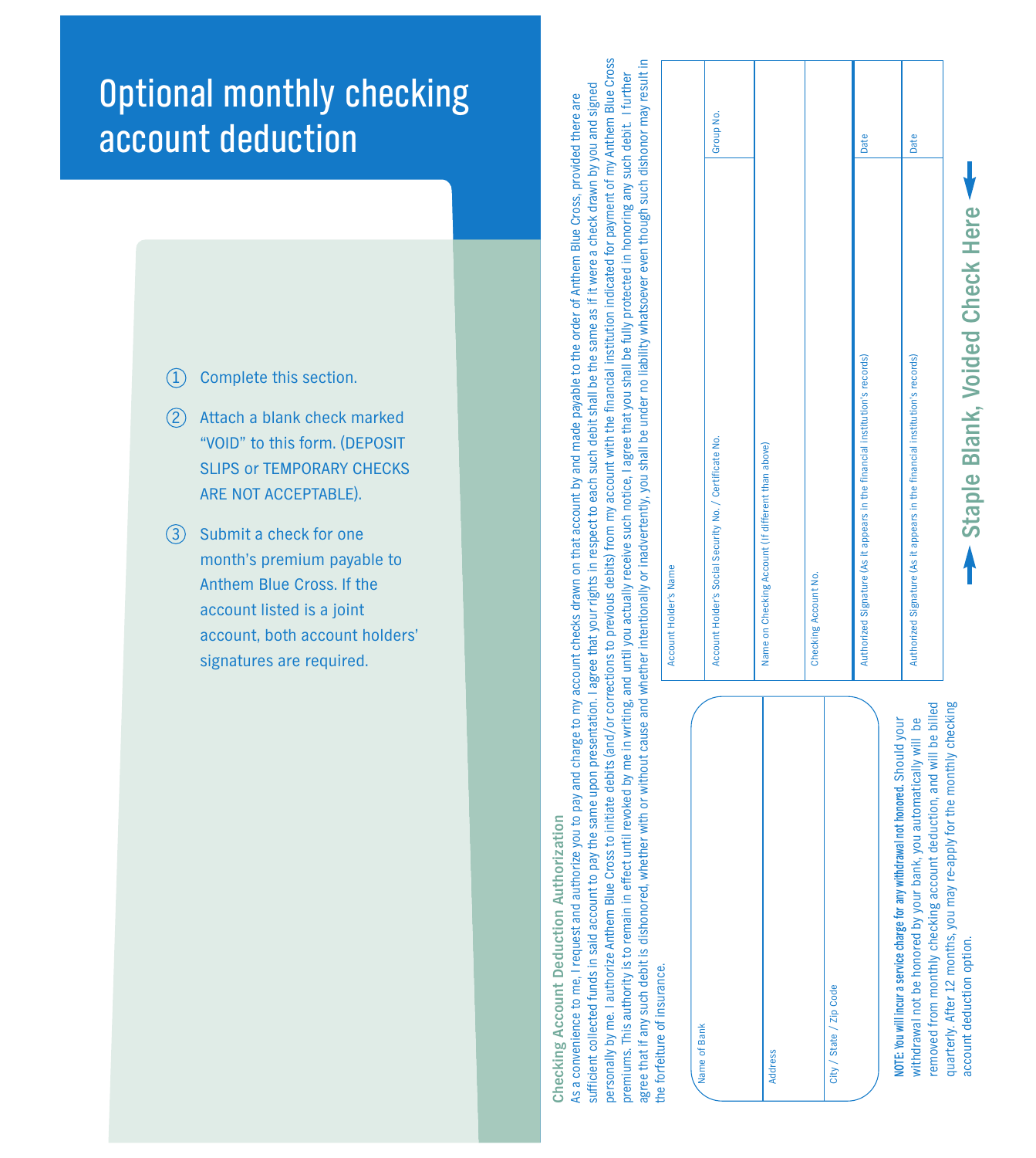# Optional monthly checking account deduction

1. Complete this section.
2. Attach a blank check marked "VOID" to this form. (DEPOSIT SLIPS or TEMPORARY CHECKS ARE NOT ACCEPTABLE).
3. Submit a check for one month's premium payable to Anthem Blue Cross. If the account listed is a joint account, both account holders' signatures are required.

## Checking Account Deduction Authorization

As a convenience to me, I request and authorize you to pay and charge to my account checks drawn on that account by and made payable to the order of Anthem Blue Cross, provided there are sufficient collected funds in said account to pay the same upon presentation. I agree that your rights in respect to each such debit shall be the same as if it were a check drawn by you and signed personally by me. I authorize Anthem Blue Cross to initiate debits (and/or corrections to previous debits) from my account with the financial institution indicated for payment of my Anthem Blue Cross premiums. This authority is to remain in effect until revoked by me in writing, and until you actually receive such notice, I agree that you shall be fully protected in honoring any such debit. I further agree that if any such debit is dishonored, whether with or without cause and whether intentionally or inadvertently, you shall be under no liability whatsoever even though such dishonor may result in the forfeiture of insurance.

| | |
|---|---|
| Name of Bank | |
| Address | |
| City / State / Zip Code | |

| | |
|---|---|
| Account Holder's Name | |
| Account Holder's Social Security No. / Certificate No. | Group No. |
| Name on Checking Account (If different than above) | |
| Checking Account No. | |
| Authorized Signature (As it appears in the financial institution's records) | Date |
| Authorized Signature (As it appears in the financial institution's records) | Date |

**NOTE: You will incur a service charge for any withdrawal not honored.** Should your withdrawal not be honored by your bank, you automatically will be removed from monthly checking account deduction, and will be billed quarterly. After 12 months, you may re-apply for the monthly checking account deduction option.

**Staple Blank, Voided Check Here**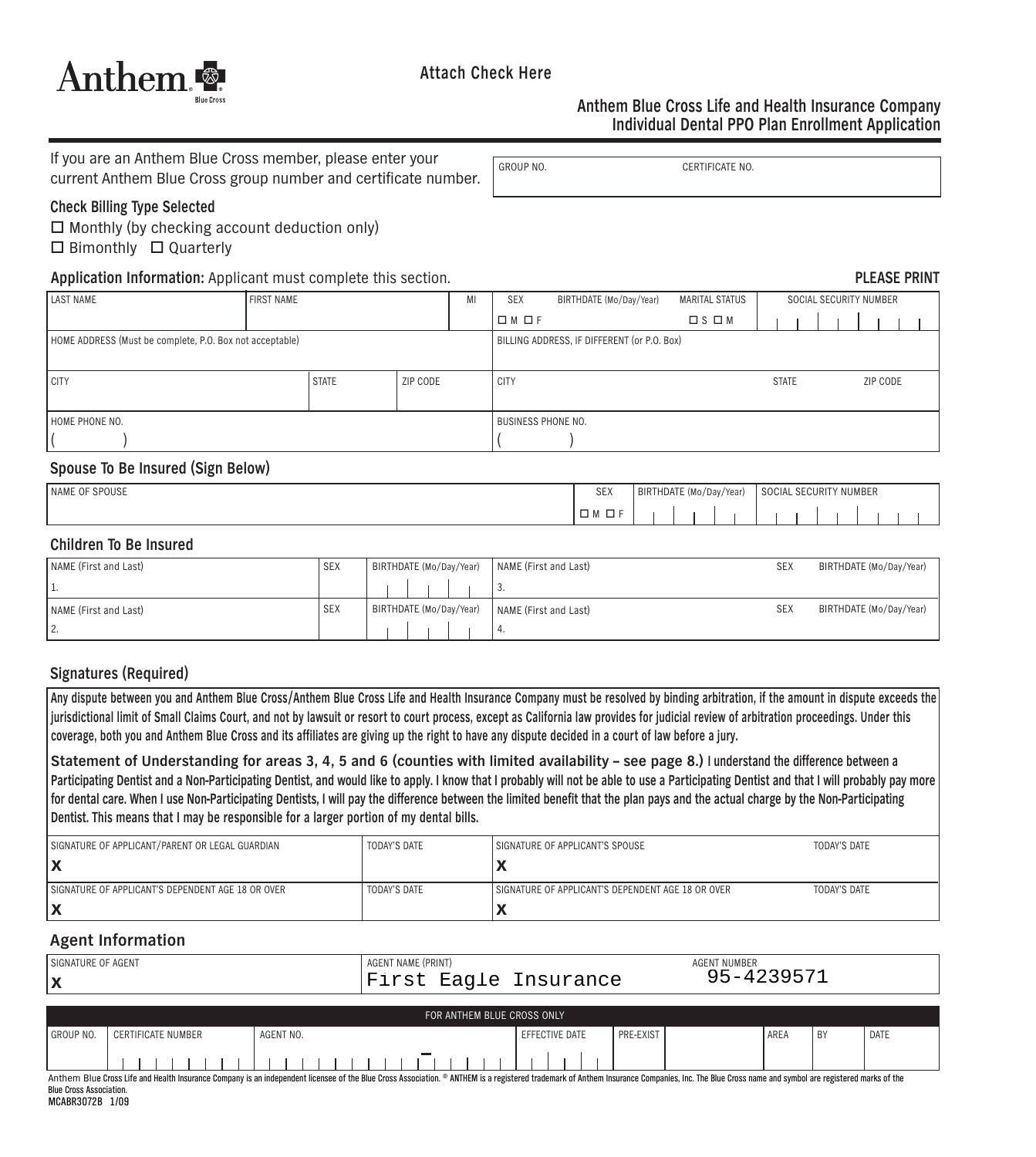Anthem Blue Cross

Attach Check Here

## Anthem Blue Cross Life and Health Insurance Company
## Individual Dental PPO Plan Enrollment Application

If you are an Anthem Blue Cross member, please enter your current Anthem Blue Cross group number and certificate number.

| GROUP NO. | CERTIFICATE NO. |
|---|---|
| | |

### Check Billing Type Selected

☐ Monthly (by checking account deduction only)
☐ Bimonthly ☐ Quarterly

### Application Information: Applicant must complete this section.

**PLEASE PRINT**

| LAST NAME | FIRST NAME | MI | SEX | BIRTHDATE (Mo/Day/Year) | MARITAL STATUS | SOCIAL SECURITY NUMBER |
|---|---|---|---|---|---|---|
| | | | ☐ M ☐ F | | ☐ S ☐ M | |

| HOME ADDRESS (Must be complete, P.O. Box not acceptable) | | | BILLING ADDRESS, IF DIFFERENT (or P.O. Box) | | |
|---|---|---|---|---|---|
| CITY | STATE | ZIP CODE | CITY | STATE | ZIP CODE |
| HOME PHONE NO. ( ) | | | BUSINESS PHONE NO. ( ) | | |

### Spouse To Be Insured (Sign Below)

| NAME OF SPOUSE | SEX | BIRTHDATE (Mo/Day/Year) | SOCIAL SECURITY NUMBER |
|---|---|---|---|
| | ☐ M ☐ F | | |

### Children To Be Insured

| NAME (First and Last) | SEX | BIRTHDATE (Mo/Day/Year) | NAME (First and Last) | SEX | BIRTHDATE (Mo/Day/Year) |
|---|---|---|---|---|---|
| 1. | | | 3. | | |
| 2. | | | 4. | | |

### Signatures (Required)

**Any dispute between you and Anthem Blue Cross/Anthem Blue Cross Life and Health Insurance Company must be resolved by binding arbitration, if the amount in dispute exceeds the jurisdictional limit of Small Claims Court, and not by lawsuit or resort to court process, except as California law provides for judicial review of arbitration proceedings. Under this coverage, both you and Anthem Blue Cross and its affiliates are giving up the right to have any dispute decided in a court of law before a jury.**

**Statement of Understanding for areas 3, 4, 5 and 6 (counties with limited availability – see page 8.) I understand the difference between a Participating Dentist and a Non-Participating Dentist, and would like to apply. I know that I probably will not be able to use a Participating Dentist and that I will probably pay more for dental care. When I use Non-Participating Dentists, I will pay the difference between the limited benefit that the plan pays and the actual charge by the Non-Participating Dentist. This means that I may be responsible for a larger portion of my dental bills.**

| SIGNATURE OF APPLICANT/PARENT OR LEGAL GUARDIAN | TODAY'S DATE | SIGNATURE OF APPLICANT'S SPOUSE | TODAY'S DATE |
|---|---|---|---|
| X | | X | |
| SIGNATURE OF APPLICANT'S DEPENDENT AGE 18 OR OVER | TODAY'S DATE | SIGNATURE OF APPLICANT'S DEPENDENT AGE 18 OR OVER | TODAY'S DATE |
| X | | X | |

### Agent Information

| SIGNATURE OF AGENT | AGENT NAME (PRINT) | AGENT NUMBER |
|---|---|---|
| X | First Eagle Insurance | 95-4239571 |

| FOR ANTHEM BLUE CROSS ONLY | | | | | | | | |
|---|---|---|---|---|---|---|---|---|
| GROUP NO. | CERTIFICATE NUMBER | AGENT NO. | EFFECTIVE DATE | PRE-EXIST | | AREA | BY | DATE |
| | | | | | | | | |

Anthem Blue Cross Life and Health Insurance Company is an independent licensee of the Blue Cross Association. ® ANTHEM is a registered trademark of Anthem Insurance Companies, Inc. The Blue Cross name and symbol are registered marks of the Blue Cross Association.

MCABR3072B 1/09